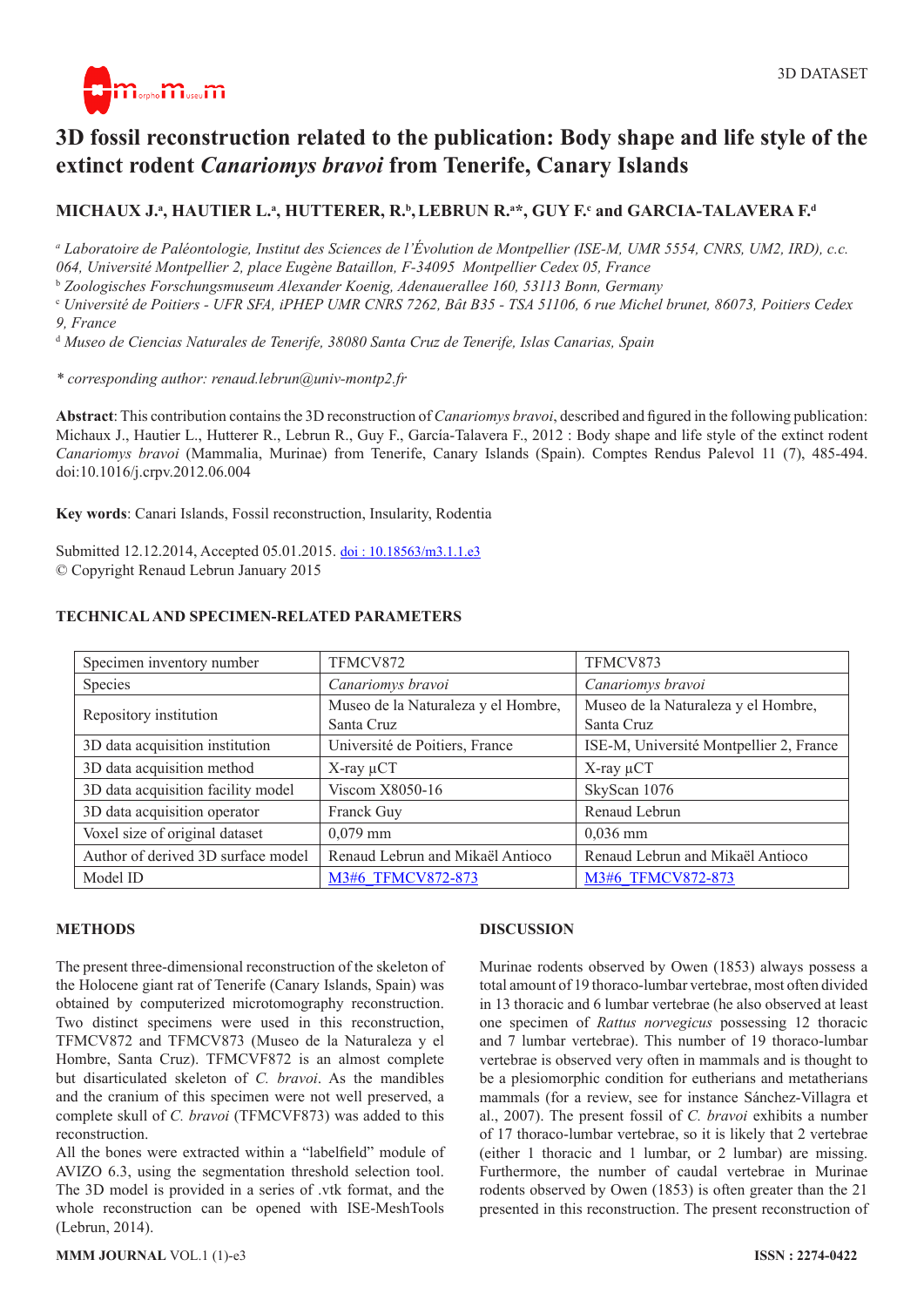# 3D fossil reconstruction related to the publication: Body shape and life style of the extinct rodent *Canariomys bravoi* from Tenerife, Canary Islands

**MICHAUX J.[a], HAUTIER L.[a], HUTTERER, R.[b], LEBRUN R.[a]*, GUY F.[c] and GARCIA-TALAVERA F.[d]**

*[a] Laboratoire de Paléontologie, Institut des Sciences de l'Évolution de Montpellier (ISE-M, UMR 5554, CNRS, UM2, IRD), c.c. 064, Université Montpellier 2, place Eugène Bataillon, F-34095 Montpellier Cedex 05, France*

*[b] Zoologisches Forschungsmuseum Alexander Koenig, Adenauerallee 160, 53113 Bonn, Germany*

*[c] Université de Poitiers - UFR SFA, iPHEP UMR CNRS 7262, Bât B35 - TSA 51106, 6 rue Michel brunet, 86073, Poitiers Cedex 9, France*

*[d] Museo de Ciencias Naturales de Tenerife, 38080 Santa Cruz de Tenerife, Islas Canarias, Spain*

*\* corresponding author: renaud.lebrun@univ-montp2.fr*

**Abstract**: This contribution contains the 3D reconstruction of *Canariomys bravoi*, described and figured in the following publication: Michaux J., Hautier L., Hutterer R., Lebrun R., Guy F., García-Talavera F., 2012 : Body shape and life style of the extinct rodent *Canariomys bravoi* (Mammalia, Murinae) from Tenerife, Canary Islands (Spain). Comptes Rendus Palevol 11 (7), 485-494. doi:10.1016/j.crpv.2012.06.004

**Key words**: Canari Islands, Fossil reconstruction, Insularity, Rodentia

Submitted 12.12.2014, Accepted 05.01.2015. doi : 10.18563/m3.1.1.e3
© Copyright Renaud Lebrun January 2015

## TECHNICAL AND SPECIMEN-RELATED PARAMETERS

| Specimen inventory number | TFMCV872 | TFMCV873 |
|---|---|---|
| Species | *Canariomys bravoi* | *Canariomys bravoi* |
| Repository institution | Museo de la Naturaleza y el Hombre, Santa Cruz | Museo de la Naturaleza y el Hombre, Santa Cruz |
| 3D data acquisition institution | Université de Poitiers, France | ISE-M, Université Montpellier 2, France |
| 3D data acquisition method | X-ray µCT | X-ray µCT |
| 3D data acquisition facility model | Viscom X8050-16 | SkyScan 1076 |
| 3D data acquisition operator | Franck Guy | Renaud Lebrun |
| Voxel size of original dataset | 0,079 mm | 0,036 mm |
| Author of derived 3D surface model | Renaud Lebrun and Mikaël Antioco | Renaud Lebrun and Mikaël Antioco |
| Model ID | M3#6_TFMCV872-873 | M3#6_TFMCV872-873 |

## METHODS

The present three-dimensional reconstruction of the skeleton of the Holocene giant rat of Tenerife (Canary Islands, Spain) was obtained by computerized microtomography reconstruction. Two distinct specimens were used in this reconstruction, TFMCV872 and TFMCV873 (Museo de la Naturaleza y el Hombre, Santa Cruz). TFMCVF872 is an almost complete but disarticulated skeleton of *C. bravoi*. As the mandibles and the cranium of this specimen were not well preserved, a complete skull of *C. bravoi* (TFMCVF873) was added to this reconstruction.

All the bones were extracted within a "labelfield" module of AVIZO 6.3, using the segmentation threshold selection tool. The 3D model is provided in a series of .vtk format, and the whole reconstruction can be opened with ISE-MeshTools (Lebrun, 2014).

## DISCUSSION

Murinae rodents observed by Owen (1853) always possess a total amount of 19 thoraco-lumbar vertebrae, most often divided in 13 thoracic and 6 lumbar vertebrae (he also observed at least one specimen of *Rattus norvegicus* possessing 12 thoracic and 7 lumbar vertebrae). This number of 19 thoraco-lumbar vertebrae is observed very often in mammals and is thought to be a plesiomorphic condition for eutherians and metatherians mammals (for a review, see for instance Sánchez-Villagra et al., 2007). The present fossil of *C. bravoi* exhibits a number of 17 thoraco-lumbar vertebrae, so it is likely that 2 vertebrae (either 1 thoracic and 1 lumbar, or 2 lumbar) are missing. Furthermore, the number of caudal vertebrae in Murinae rodents observed by Owen (1853) is often greater than the 21 presented in this reconstruction. The present reconstruction of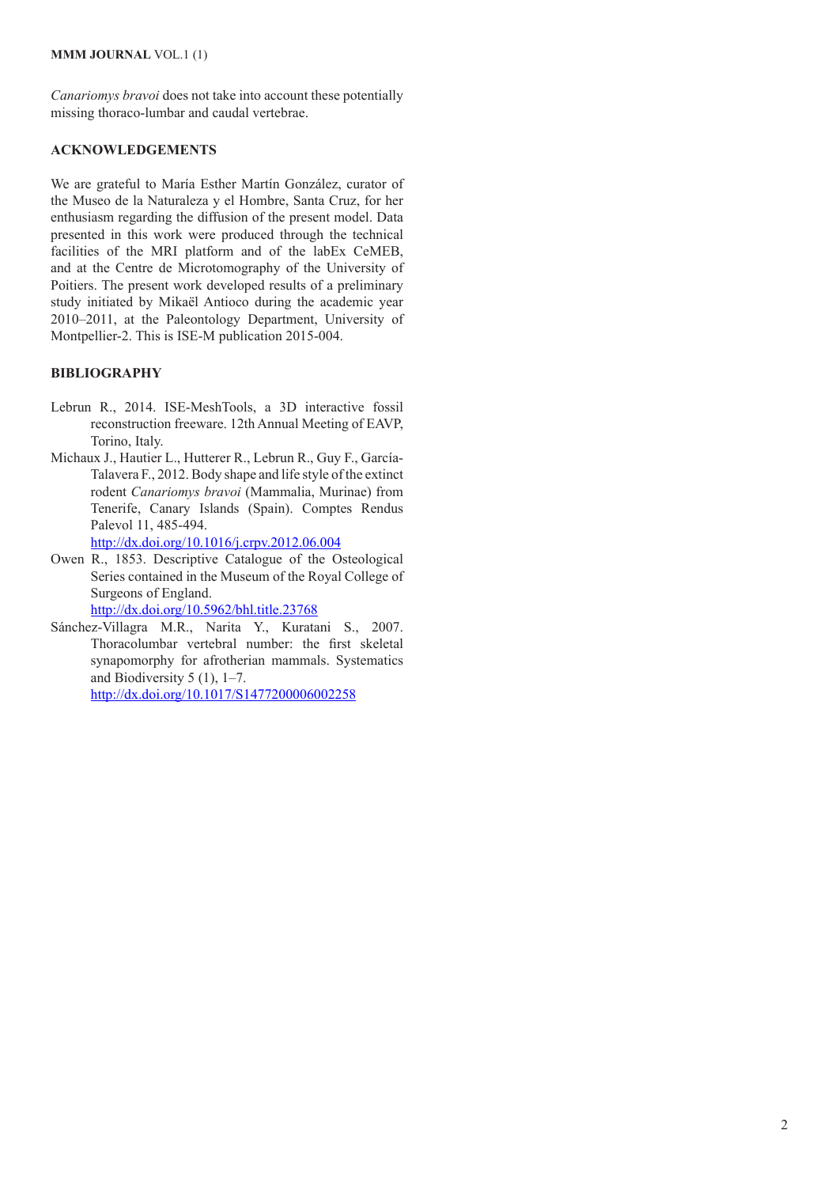*Canariomys bravoi* does not take into account these potentially missing thoraco-lumbar and caudal vertebrae.

## ACKNOWLEDGEMENTS

We are grateful to María Esther Martín González, curator of the Museo de la Naturaleza y el Hombre, Santa Cruz, for her enthusiasm regarding the diffusion of the present model. Data presented in this work were produced through the technical facilities of the MRI platform and of the labEx CeMEB, and at the Centre de Microtomography of the University of Poitiers. The present work developed results of a preliminary study initiated by Mikaël Antioco during the academic year 2010–2011, at the Paleontology Department, University of Montpellier-2. This is ISE-M publication 2015-004.

## BIBLIOGRAPHY

Lebrun R., 2014. ISE-MeshTools, a 3D interactive fossil reconstruction freeware. 12th Annual Meeting of EAVP, Torino, Italy.

Michaux J., Hautier L., Hutterer R., Lebrun R., Guy F., García-Talavera F., 2012. Body shape and life style of the extinct rodent *Canariomys bravoi* (Mammalia, Murinae) from Tenerife, Canary Islands (Spain). Comptes Rendus Palevol 11, 485-494. http://dx.doi.org/10.1016/j.crpv.2012.06.004

Owen R., 1853. Descriptive Catalogue of the Osteological Series contained in the Museum of the Royal College of Surgeons of England. http://dx.doi.org/10.5962/bhl.title.23768

Sánchez-Villagra M.R., Narita Y., Kuratani S., 2007. Thoracolumbar vertebral number: the first skeletal synapomorphy for afrotherian mammals. Systematics and Biodiversity 5 (1), 1–7. http://dx.doi.org/10.1017/S1477200006002258